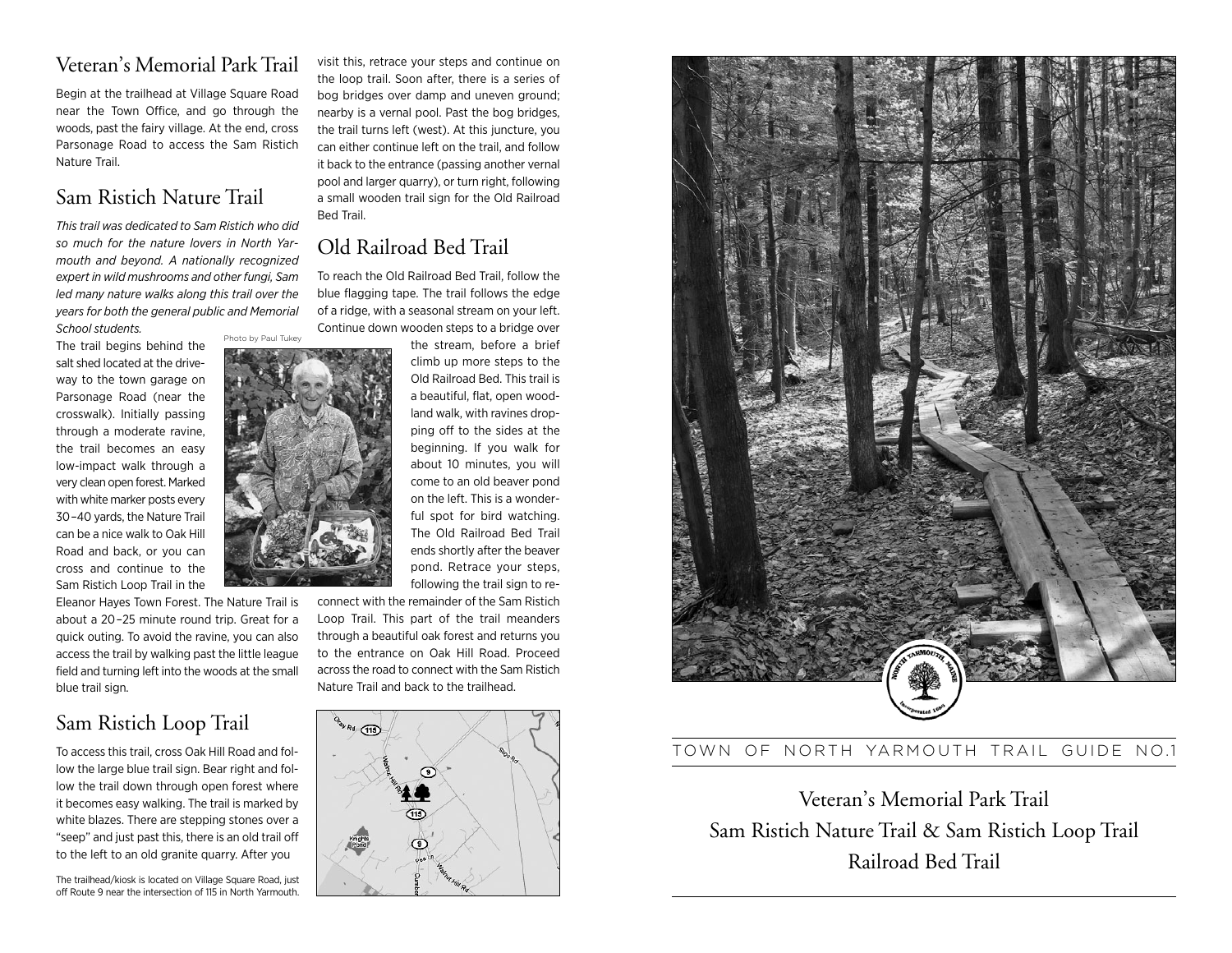## Veteran's Memorial Park Trail

Begin at the trailhead at Village Square Road near the Town Office, and go through the woods, past the fairy village. At the end, cross Parsonage Road to access the Sam Ristich Nature Trail.

## Sam Ristich Nature Trail

*This trail was dedicated to Sam Ristich who did so much for the nature lovers in North Yarmouth and beyond. A nationally recognized expert in wild mushrooms and other fungi, Sam led many nature walks along this trail over the years for both the general public and Memorial School students.*

Photo by Paul Tukey

The trail begins behind the salt shed located at the driveway to the town garage on Parsonage Road (near the crosswalk). Initially passing through a moderate ravine, the trail becomes an easy low-impact walk through a very clean open forest. Marked with white marker posts every 30–40 yards, the Nature Trail can be a nice walk to Oak Hill Road and back, or you can cross and continue to the Sam Ristich Loop Trail in the Eleanor Hayes Town Forest. The Nature Trail is about a 20–25 minute round trip. Great for a quick outing. To avoid the ravine, you can also access the trail by walking past the little league field and turning left into the woods at the small blue trail sign.

## Sam Ristich Loop Trail

To access this trail, cross Oak Hill Road and follow the large blue trail sign. Bear right and follow the trail down through open forest where it becomes easy walking. The trail is marked by white blazes. There are stepping stones over a "seep" and just past this, there is an old trail off to the left to an old granite quarry. After you visit this, retrace your steps and continue on the loop trail. Soon after, there is a series of bog bridges over damp and uneven ground; nearby is a vernal pool. Past the bog bridges, the trail turns left (west). At this juncture, you can either continue left on the trail, and follow it back to the entrance (passing another vernal pool and larger quarry), or turn right, following a small wooden trail sign for the Old Railroad Bed Trail.

The trailhead/kiosk is located on Village Square Road, just off Route 9 near the intersection of 115 in North Yarmouth.

## Old Railroad Bed Trail

To reach the Old Railroad Bed Trail, follow the blue flagging tape. The trail follows the edge of a ridge, with a seasonal stream on your left. Continue down wooden steps to a bridge over the stream, before a brief climb up more steps to the Old Railroad Bed. This trail is a beautiful, flat, open woodland walk, with ravines dropping off to the sides at the beginning. If you walk for about 10 minutes, you will come to an old beaver pond on the left. This is a wonderful spot for bird watching. The Old Railroad Bed Trail ends shortly after the beaver pond. Retrace your steps, following the trail sign to reconnect with the remainder of the Sam Ristich Loop Trail. This part of the trail meanders through a beautiful oak forest and returns you to the entrance on Oak Hill Road. Proceed across the road to connect with the Sam Ristich Nature Trail and back to the trailhead.

TOWN OF NORTH YARMOUTH TRAIL GUIDE NO.1

# Veteran's Memorial Park Trail
# Sam Ristich Nature Trail & Sam Ristich Loop Trail
# Railroad Bed Trail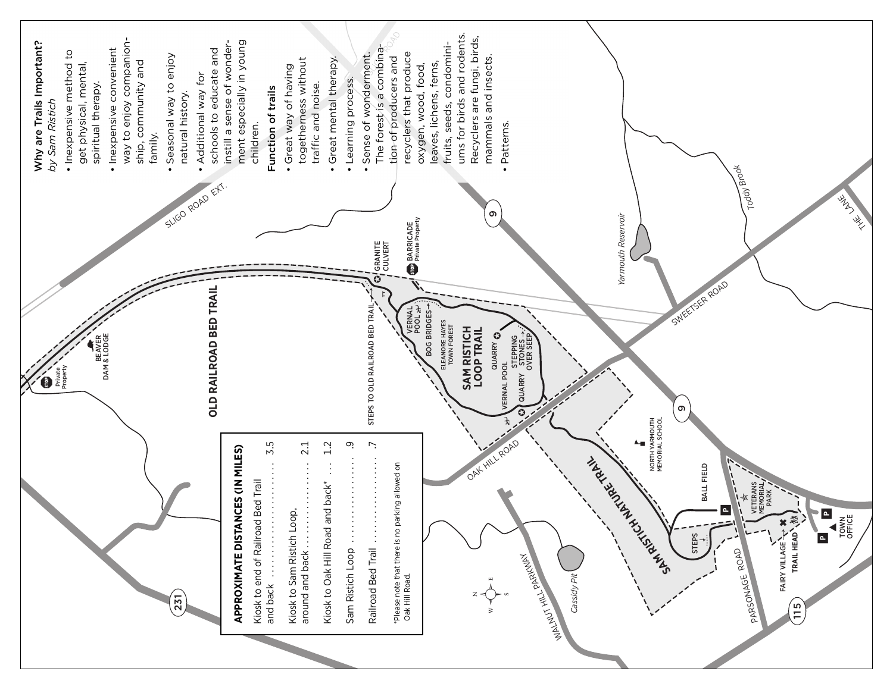## Why are Trails Important?

*by Sam Ristich*

- Inexpensive method to get physical, mental, spiritual therapy.
- Inexpensive convenient way to enjoy companionship, community and family.
- Seasonal way to enjoy natural history.
- Additional way for schools to educate and instill a sense of wonderment especially in young children.

### Function of trails

- Great way of having togetherness without traffic and noise.
- Great mental therapy.
- Learning process.
- Sense of wonderment. The forest is a combination of producers and recyclers that produce oxygen, wood, food, leaves, lichens, ferns, fruits, seeds, condominiums for birds and rodents. Recyclers are fungi, birds, mammals and insects.
- Patterns.

## APPROXIMATE DISTANCES (IN MILES)

| | |
|---|---|
| Kiosk to end of Railroad Bed Trail and back | 3.5 |
| Kiosk to Sam Ristich Loop, around and back | 2.1 |
| Kiosk to Oak Hill Road and back* | 1.2 |
| Sam Ristich Loop | .9 |
| Railroad Bed Trail | .7 |

*Please note that there is no parking allowed on Oak Hill Road.

OLD RAILROAD BED TRAIL

SAM RISTICH LOOP TRAIL

SAM RISTICH NATURE TRAIL

ELEANORE HAYES TOWN FOREST

SLIGO ROAD EXT.

SWEETSER ROAD

OAK HILL ROAD

WALNUT HILL PARKWAY

PARSONAGE ROAD

THE LANE

9

231

115

Private Property

BEAVER DAM & LODGE

GRANITE CULVERT

BARRICADE Private Property

STEPS TO OLD RAILROAD BED TRAIL

VERNAL POOL

BOG BRIDGES

QUARRY

STEPPING STONES OVER SEEP

VERNAL POOL

QUARRY

NORTH YARMOUTH MEMORIAL SCHOOL

BALL FIELD

STEPS

VETERANS MEMORIAL PARK

FAIRY VILLAGE

TRAIL HEAD

TOWN OFFICE

P

Yarmouth Reservoir

Toddy Brook

Cassidy Pit

N E S W